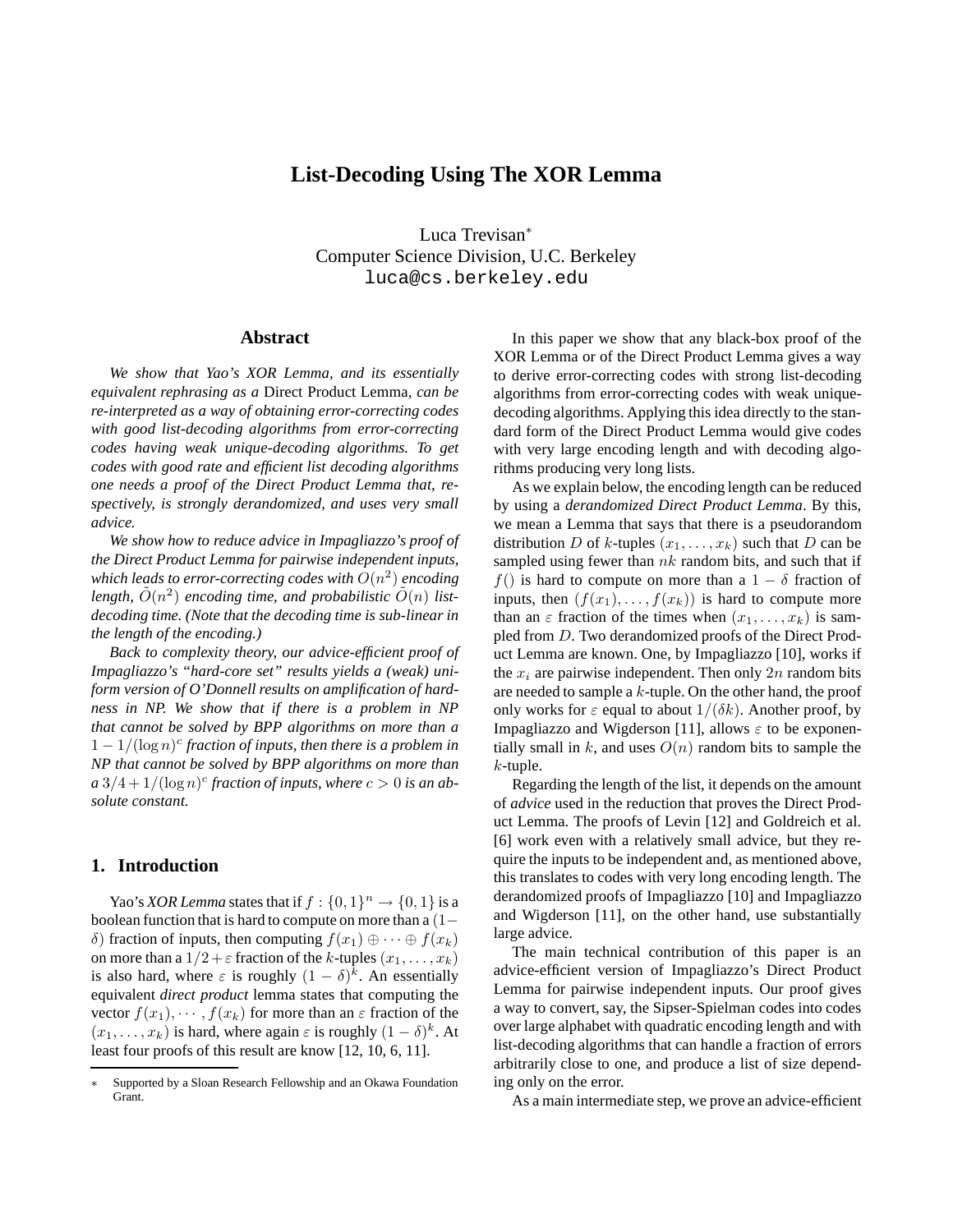# List-Decoding Using The XOR Lemma

Luca Trevisan[*]
Computer Science Division, U.C. Berkeley
luca@cs.berkeley.edu

## Abstract

*We show that Yao's XOR Lemma, and its essentially equivalent rephrasing as a* Direct Product Lemma*, can be re-interpreted as a way of obtaining error-correcting codes with good list-decoding algorithms from error-correcting codes having weak unique-decoding algorithms. To get codes with good rate and efficient list decoding algorithms one needs a proof of the Direct Product Lemma that, respectively, is strongly derandomized, and uses very small advice.*

*We show how to reduce advice in Impagliazzo's proof of the Direct Product Lemma for pairwise independent inputs, which leads to error-correcting codes with $O(n^2)$ encoding length, $\tilde{O}(n^2)$ encoding time, and probabilistic $\tilde{O}(n)$ list-decoding time. (Note that the decoding time is sub-linear in the length of the encoding.)*

*Back to complexity theory, our advice-efficient proof of Impagliazzo's "hard-core set" results yields a (weak) uniform version of O'Donnell results on amplification of hardness in NP. We show that if there is a problem in NP that cannot be solved by BPP algorithms on more than a $1 - 1/(\log n)^c$ fraction of inputs, then there is a problem in NP that cannot be solved by BPP algorithms on more than a $3/4 + 1/(\log n)^c$ fraction of inputs, where $c > 0$ is an absolute constant.*

## 1. Introduction

Yao's *XOR Lemma* states that if $f : \{0,1\}^n \to \{0,1\}$ is a boolean function that is hard to compute on more than a $(1-\delta)$ fraction of inputs, then computing $f(x_1) \oplus \cdots \oplus f(x_k)$ on more than a $1/2 + \varepsilon$ fraction of the $k$-tuples $(x_1, \ldots, x_k)$ is also hard, where $\varepsilon$ is roughly $(1-\delta)^k$. An essentially equivalent *direct product* lemma states that computing the vector $f(x_1), \cdots, f(x_k)$ for more than an $\varepsilon$ fraction of the $(x_1, \ldots, x_k)$ is hard, where again $\varepsilon$ is roughly $(1-\delta)^k$. At least four proofs of this result are know [12, 10, 6, 11].

In this paper we show that any black-box proof of the XOR Lemma or of the Direct Product Lemma gives a way to derive error-correcting codes with strong list-decoding algorithms from error-correcting codes with weak unique-decoding algorithms. Applying this idea directly to the standard form of the Direct Product Lemma would give codes with very large encoding length and with decoding algorithms producing very long lists.

As we explain below, the encoding length can be reduced by using a *derandomized Direct Product Lemma*. By this, we mean a Lemma that says that there is a pseudorandom distribution $D$ of $k$-tuples $(x_1, \ldots, x_k)$ such that $D$ can be sampled using fewer than $nk$ random bits, and such that if $f()$ is hard to compute on more than a $1-\delta$ fraction of inputs, then $(f(x_1), \ldots, f(x_k))$ is hard to compute more than an $\varepsilon$ fraction of the times when $(x_1, \ldots, x_k)$ is sampled from $D$. Two derandomized proofs of the Direct Product Lemma are known. One, by Impagliazzo [10], works if the $x_i$ are pairwise independent. Then only $2n$ random bits are needed to sample a $k$-tuple. On the other hand, the proof only works for $\varepsilon$ equal to about $1/(\delta k)$. Another proof, by Impagliazzo and Wigderson [11], allows $\varepsilon$ to be exponentially small in $k$, and uses $O(n)$ random bits to sample the $k$-tuple.

Regarding the length of the list, it depends on the amount of *advice* used in the reduction that proves the Direct Product Lemma. The proofs of Levin [12] and Goldreich et al. [6] work even with a relatively small advice, but they require the inputs to be independent and, as mentioned above, this translates to codes with very long encoding length. The derandomized proofs of Impagliazzo [10] and Impagliazzo and Wigderson [11], on the other hand, use substantially large advice.

The main technical contribution of this paper is an advice-efficient version of Impagliazzo's Direct Product Lemma for pairwise independent inputs. Our proof gives a way to convert, say, the Sipser-Spielman codes into codes over large alphabet with quadratic encoding length and with list-decoding algorithms that can handle a fraction of errors arbitrarily close to one, and produce a list of size depending only on the error.

As a main intermediate step, we prove an advice-efficient

[*] Supported by a Sloan Research Fellowship and an Okawa Foundation Grant.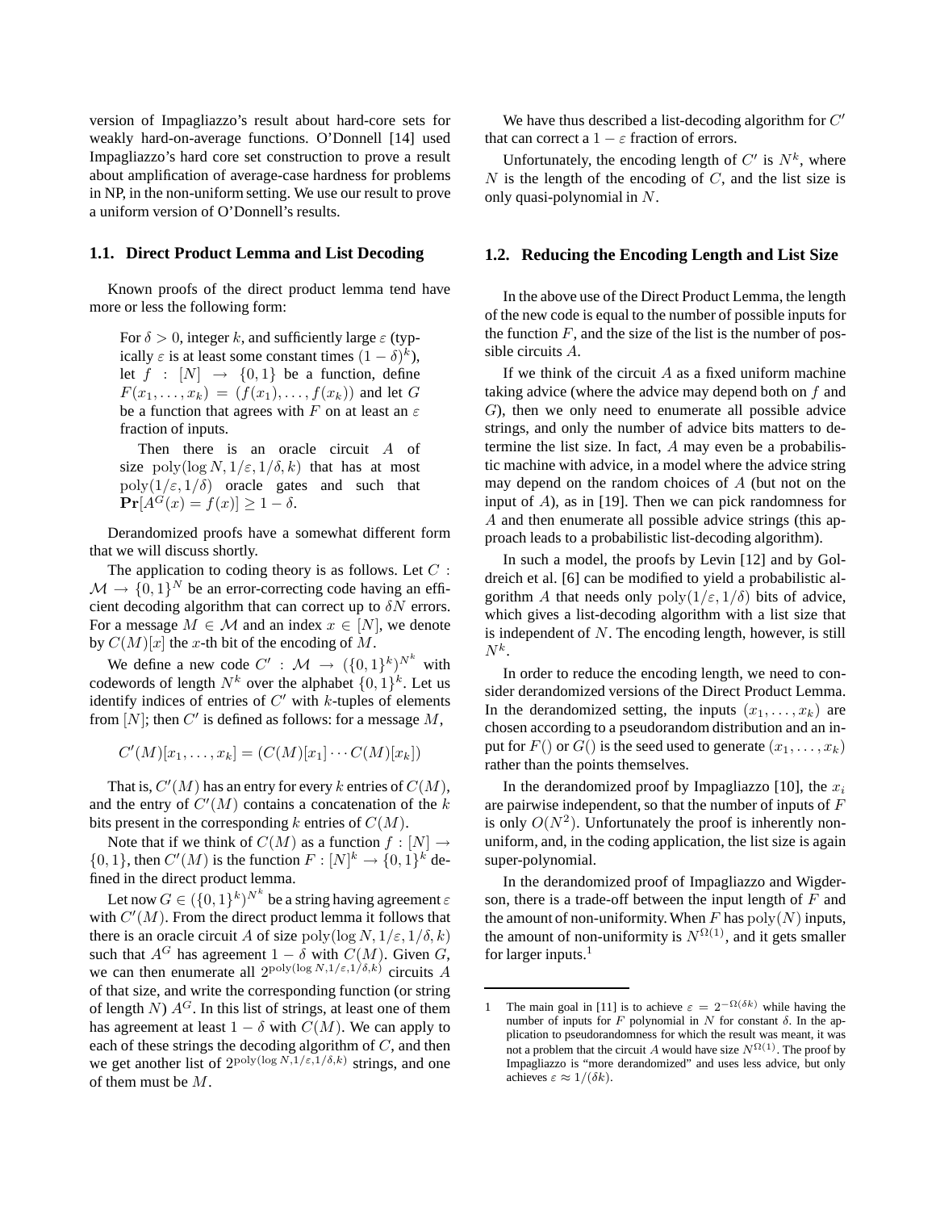version of Impagliazzo's result about hard-core sets for weakly hard-on-average functions. O'Donnell [14] used Impagliazzo's hard core set construction to prove a result about amplification of average-case hardness for problems in NP, in the non-uniform setting. We use our result to prove a uniform version of O'Donnell's results.

### 1.1. Direct Product Lemma and List Decoding

Known proofs of the direct product lemma tend have more or less the following form:

> For $\delta > 0$, integer $k$, and sufficiently large $\varepsilon$ (typically $\varepsilon$ is at least some constant times $(1-\delta)^k$), let $f : [N] \to \{0,1\}$ be a function, define $F(x_1, \ldots, x_k) = (f(x_1), \ldots, f(x_k))$ and let $G$ be a function that agrees with $F$ on at least an $\varepsilon$ fraction of inputs.
>
> Then there is an oracle circuit $A$ of size $\text{poly}(\log N, 1/\varepsilon, 1/\delta, k)$ that has at most $\text{poly}(1/\varepsilon, 1/\delta)$ oracle gates and such that $\mathbf{Pr}[A^G(x) = f(x)] \geq 1 - \delta$.

Derandomized proofs have a somewhat different form that we will discuss shortly.

The application to coding theory is as follows. Let $C : \mathcal{M} \to \{0,1\}^N$ be an error-correcting code having an efficient decoding algorithm that can correct up to $\delta N$ errors. For a message $M \in \mathcal{M}$ and an index $x \in [N]$, we denote by $C(M)[x]$ the $x$-th bit of the encoding of $M$.

We define a new code $C' : \mathcal{M} \to (\{0,1\}^k)^{N^k}$ with codewords of length $N^k$ over the alphabet $\{0,1\}^k$. Let us identify indices of entries of $C'$ with $k$-tuples of elements from $[N]$; then $C'$ is defined as follows: for a message $M$,

$$C'(M)[x_1, \ldots, x_k] = (C(M)[x_1] \cdots C(M)[x_k])$$

That is, $C'(M)$ has an entry for every $k$ entries of $C(M)$, and the entry of $C'(M)$ contains a concatenation of the $k$ bits present in the corresponding $k$ entries of $C(M)$.

Note that if we think of $C(M)$ as a function $f : [N] \to \{0,1\}$, then $C'(M)$ is the function $F : [N]^k \to \{0,1\}^k$ defined in the direct product lemma.

Let now $G \in (\{0,1\}^k)^{N^k}$ be a string having agreement $\varepsilon$ with $C'(M)$. From the direct product lemma it follows that there is an oracle circuit $A$ of size $\text{poly}(\log N, 1/\varepsilon, 1/\delta, k)$ such that $A^G$ has agreement $1 - \delta$ with $C(M)$. Given $G$, we can then enumerate all $2^{\text{poly}(\log N, 1/\varepsilon, 1/\delta, k)}$ circuits $A$ of that size, and write the corresponding function (or string of length $N$) $A^G$. In this list of strings, at least one of them has agreement at least $1 - \delta$ with $C(M)$. We can apply to each of these strings the decoding algorithm of $C$, and then we get another list of $2^{\text{poly}(\log N, 1/\varepsilon, 1/\delta, k)}$ strings, and one of them must be $M$.

We have thus described a list-decoding algorithm for $C'$ that can correct a $1 - \varepsilon$ fraction of errors.

Unfortunately, the encoding length of $C'$ is $N^k$, where $N$ is the length of the encoding of $C$, and the list size is only quasi-polynomial in $N$.

### 1.2. Reducing the Encoding Length and List Size

In the above use of the Direct Product Lemma, the length of the new code is equal to the number of possible inputs for the function $F$, and the size of the list is the number of possible circuits $A$.

If we think of the circuit $A$ as a fixed uniform machine taking advice (where the advice may depend both on $f$ and $G$), then we only need to enumerate all possible advice strings, and only the number of advice bits matters to determine the list size. In fact, $A$ may even be a probabilistic machine with advice, in a model where the advice string may depend on the random choices of $A$ (but not on the input of $A$), as in [19]. Then we can pick randomness for $A$ and then enumerate all possible advice strings (this approach leads to a probabilistic list-decoding algorithm).

In such a model, the proofs by Levin [12] and by Goldreich et al. [6] can be modified to yield a probabilistic algorithm $A$ that needs only $\text{poly}(1/\varepsilon, 1/\delta)$ bits of advice, which gives a list-decoding algorithm with a list size that is independent of $N$. The encoding length, however, is still $N^k$.

In order to reduce the encoding length, we need to consider derandomized versions of the Direct Product Lemma. In the derandomized setting, the inputs $(x_1, \ldots, x_k)$ are chosen according to a pseudorandom distribution and an input for $F()$ or $G()$ is the seed used to generate $(x_1, \ldots, x_k)$ rather than the points themselves.

In the derandomized proof by Impagliazzo [10], the $x_i$ are pairwise independent, so that the number of inputs of $F$ is only $O(N^2)$. Unfortunately the proof is inherently non-uniform, and, in the coding application, the list size is again super-polynomial.

In the derandomized proof of Impagliazzo and Wigderson, there is a trade-off between the input length of $F$ and the amount of non-uniformity. When $F$ has $\text{poly}(N)$ inputs, the amount of non-uniformity is $N^{\Omega(1)}$, and it gets smaller for larger inputs.[1]

---

[1] The main goal in [11] is to achieve $\varepsilon = 2^{-\Omega(\delta k)}$ while having the number of inputs for $F$ polynomial in $N$ for constant $\delta$. In the application to pseudorandomness for which the result was meant, it was not a problem that the circuit $A$ would have size $N^{\Omega(1)}$. The proof by Impagliazzo is "more derandomized" and uses less advice, but only achieves $\varepsilon \approx 1/(\delta k)$.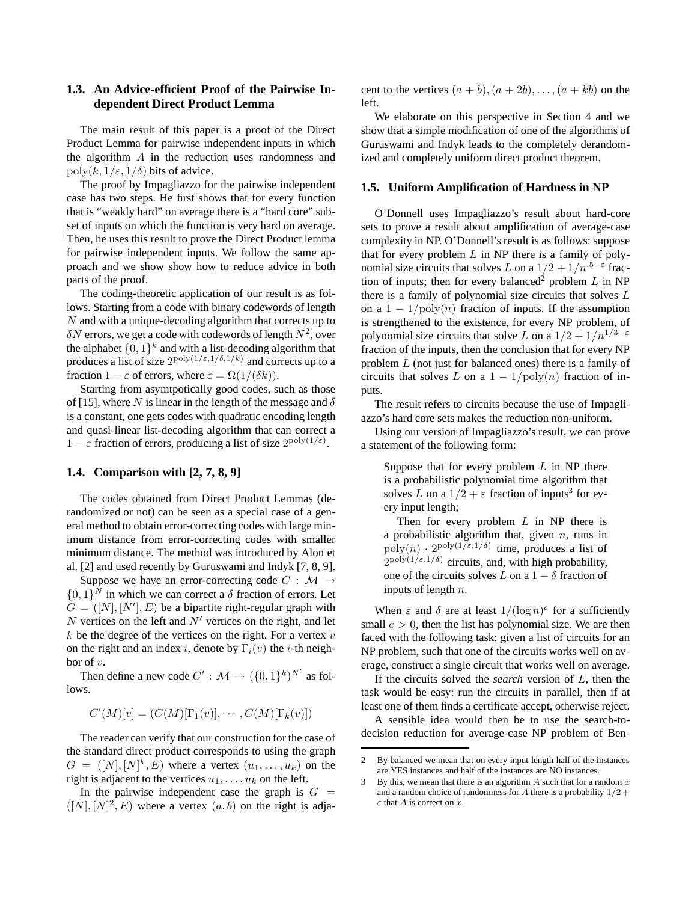### 1.3. An Advice-efficient Proof of the Pairwise Independent Direct Product Lemma

The main result of this paper is a proof of the Direct Product Lemma for pairwise independent inputs in which the algorithm $A$ in the reduction uses randomness and $\mathrm{poly}(k, 1/\varepsilon, 1/\delta)$ bits of advice.

The proof by Impagliazzo for the pairwise independent case has two steps. He first shows that for every function that is "weakly hard" on average there is a "hard core" subset of inputs on which the function is very hard on average. Then, he uses this result to prove the Direct Product lemma for pairwise independent inputs. We follow the same approach and we show show how to reduce advice in both parts of the proof.

The coding-theoretic application of our result is as follows. Starting from a code with binary codewords of length $N$ and with a unique-decoding algorithm that corrects up to $\delta N$ errors, we get a code with codewords of length $N^2$, over the alphabet $\{0,1\}^k$ and with a list-decoding algorithm that produces a list of size $2^{\mathrm{poly}(1/\varepsilon, 1/\delta, 1/k)}$ and corrects up to a fraction $1 - \varepsilon$ of errors, where $\varepsilon = \Omega(1/(\delta k))$.

Starting from asymtpotically good codes, such as those of [15], where $N$ is linear in the length of the message and $\delta$ is a constant, one gets codes with quadratic encoding length and quasi-linear list-decoding algorithm that can correct a $1 - \varepsilon$ fraction of errors, producing a list of size $2^{\mathrm{poly}(1/\varepsilon)}$.

### 1.4. Comparison with [2, 7, 8, 9]

The codes obtained from Direct Product Lemmas (derandomized or not) can be seen as a special case of a general method to obtain error-correcting codes with large minimum distance from error-correcting codes with smaller minimum distance. The method was introduced by Alon et al. [2] and used recently by Guruswami and Indyk [7, 8, 9].

Suppose we have an error-correcting code $C : \mathcal{M} \to \{0,1\}^N$ in which we can correct a $\delta$ fraction of errors. Let $G = ([N], [N'], E)$ be a bipartite right-regular graph with $N$ vertices on the left and $N'$ vertices on the right, and let $k$ be the degree of the vertices on the right. For a vertex $v$ on the right and an index $i$, denote by $\Gamma_i(v)$ the $i$-th neighbor of $v$.

Then define a new code $C' : \mathcal{M} \to (\{0,1\}^k)^{N'}$ as follows.

$$C'(M)[v] = (C(M)[\Gamma_1(v)], \cdots, C(M)[\Gamma_k(v)])$$

The reader can verify that our construction for the case of the standard direct product corresponds to using the graph $G = ([N], [N]^k, E)$ where a vertex $(u_1, \ldots, u_k)$ on the right is adjacent to the vertices $u_1, \ldots, u_k$ on the left.

In the pairwise independent case the graph is $G = ([N], [N]^2, E)$ where a vertex $(a, b)$ on the right is adjacent to the vertices $(a+b), (a+2b), \ldots, (a+kb)$ on the left.

We elaborate on this perspective in Section 4 and we show that a simple modification of one of the algorithms of Guruswami and Indyk leads to the completely derandomized and completely uniform direct product theorem.

### 1.5. Uniform Amplification of Hardness in NP

O'Donnell uses Impagliazzo's result about hard-core sets to prove a result about amplification of average-case complexity in NP. O'Donnell's result is as follows: suppose that for every problem $L$ in NP there is a family of polynomial size circuits that solves $L$ on a $1/2 + 1/n^{.5-\varepsilon}$ fraction of inputs; then for every balanced[2] problem $L$ in NP there is a family of polynomial size circuits that solves $L$ on a $1 - 1/\mathrm{poly}(n)$ fraction of inputs. If the assumption is strengthened to the existence, for every NP problem, of polynomial size circuits that solve $L$ on a $1/2 + 1/n^{1/3-\varepsilon}$ fraction of the inputs, then the conclusion that for every NP problem $L$ (not just for balanced ones) there is a family of circuits that solves $L$ on a $1 - 1/\mathrm{poly}(n)$ fraction of inputs.

The result refers to circuits because the use of Impagliazzo's hard core sets makes the reduction non-uniform.

Using our version of Impagliazzo's result, we can prove a statement of the following form:

> Suppose that for every problem $L$ in NP there is a probabilistic polynomial time algorithm that solves $L$ on a $1/2 + \varepsilon$ fraction of inputs[3] for every input length;
>
> Then for every problem $L$ in NP there is a probabilistic algorithm that, given $n$, runs in $\mathrm{poly}(n) \cdot 2^{\mathrm{poly}(1/\varepsilon, 1/\delta)}$ time, produces a list of $2^{\mathrm{poly}(1/\varepsilon, 1/\delta)}$ circuits, and, with high probability, one of the circuits solves $L$ on a $1 - \delta$ fraction of inputs of length $n$.

When $\varepsilon$ and $\delta$ are at least $1/(\log n)^c$ for a sufficiently small $c > 0$, then the list has polynomial size. We are then faced with the following task: given a list of circuits for an NP problem, such that one of the circuits works well on average, construct a single circuit that works well on average.

If the circuits solved the *search* version of $L$, then the task would be easy: run the circuits in parallel, then if at least one of them finds a certificate accept, otherwise reject.

A sensible idea would then be to use the search-to-decision reduction for average-case NP problem of Ben-

---

2 By balanced we mean that on every input length half of the instances are YES instances and half of the instances are NO instances.

3 By this, we mean that there is an algorithm $A$ such that for a random $x$ and a random choice of randomness for $A$ there is a probability $1/2 + \varepsilon$ that $A$ is correct on $x$.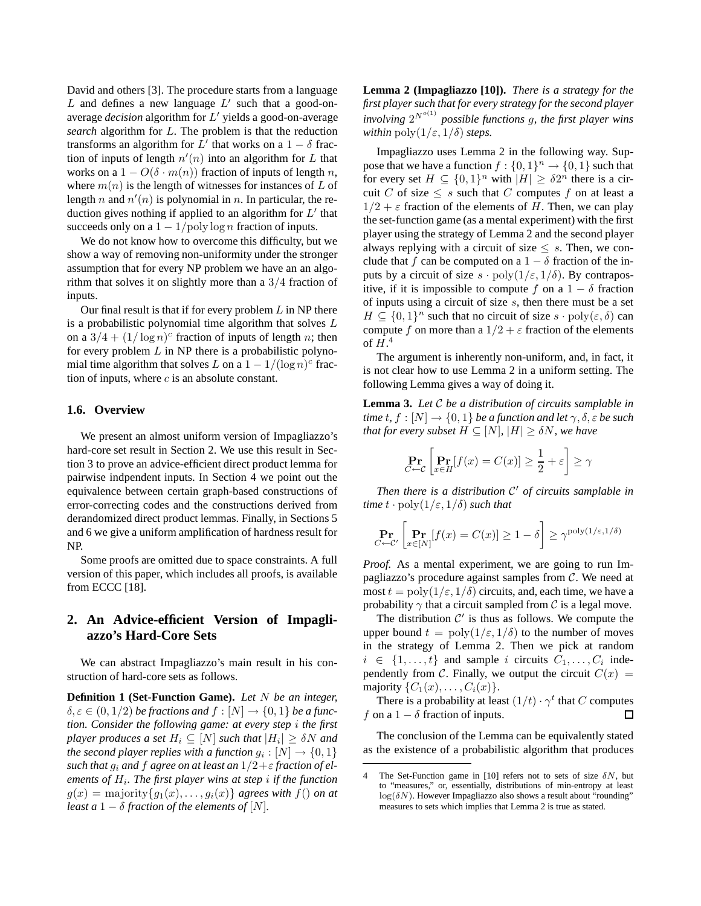David and others [3]. The procedure starts from a language $L$ and defines a new language $L'$ such that a good-on-average *decision* algorithm for $L'$ yields a good-on-average *search* algorithm for $L$. The problem is that the reduction transforms an algorithm for $L'$ that works on a $1-\delta$ fraction of inputs of length $n'(n)$ into an algorithm for $L$ that works on a $1 - O(\delta \cdot m(n))$ fraction of inputs of length $n$, where $m(n)$ is the length of witnesses for instances of $L$ of length $n$ and $n'(n)$ is polynomial in $n$. In particular, the reduction gives nothing if applied to an algorithm for $L'$ that succeeds only on a $1 - 1/\text{poly} \log n$ fraction of inputs.

We do not know how to overcome this difficulty, but we show a way of removing non-uniformity under the stronger assumption that for every NP problem we have an an algorithm that solves it on slightly more than a $3/4$ fraction of inputs.

Our final result is that if for every problem $L$ in NP there is a probabilistic polynomial time algorithm that solves $L$ on a $3/4 + (1/\log n)^c$ fraction of inputs of length $n$; then for every problem $L$ in NP there is a probabilistic polynomial time algorithm that solves $L$ on a $1 - 1/(\log n)^c$ fraction of inputs, where $c$ is an absolute constant.

### 1.6. Overview

We present an almost uniform version of Impagliazzo's hard-core set result in Section 2. We use this result in Section 3 to prove an advice-efficient direct product lemma for pairwise indpendent inputs. In Section 4 we point out the equivalence between certain graph-based constructions of error-correcting codes and the constructions derived from derandomized direct product lemmas. Finally, in Sections 5 and 6 we give a uniform amplification of hardness result for NP.

Some proofs are omitted due to space constraints. A full version of this paper, which includes all proofs, is available from ECCC [18].

## 2. An Advice-efficient Version of Impagliazzo's Hard-Core Sets

We can abstract Impagliazzo's main result in his construction of hard-core sets as follows.

**Definition 1 (Set-Function Game).** *Let $N$ be an integer, $\delta, \varepsilon \in (0, 1/2)$ be fractions and $f : [N] \to \{0,1\}$ be a function. Consider the following game: at every step $i$ the first player produces a set $H_i \subseteq [N]$ such that $|H_i| \geq \delta N$ and the second player replies with a function $g_i : [N] \to \{0,1\}$ such that $g_i$ and $f$ agree on at least an $1/2+\varepsilon$ fraction of elements of $H_i$. The first player wins at step $i$ if the function $g(x) = \text{majority}\{g_1(x), \ldots, g_i(x)\}$ agrees with $f()$ on at least a $1-\delta$ fraction of the elements of $[N]$.*

**Lemma 2 (Impagliazzo [10]).** *There is a strategy for the first player such that for every strategy for the second player involving $2^{N^{o(1)}}$ possible functions $g$, the first player wins within $\text{poly}(1/\varepsilon, 1/\delta)$ steps.*

Impagliazzo uses Lemma 2 in the following way. Suppose that we have a function $f : \{0,1\}^n \to \{0,1\}$ such that for every set $H \subseteq \{0,1\}^n$ with $|H| \geq \delta 2^n$ there is a circuit $C$ of size $\leq s$ such that $C$ computes $f$ on at least a $1/2 + \varepsilon$ fraction of the elements of $H$. Then, we can play the set-function game (as a mental experiment) with the first player using the strategy of Lemma 2 and the second player always replying with a circuit of size $\leq s$. Then, we conclude that $f$ can be computed on a $1-\delta$ fraction of the inputs by a circuit of size $s \cdot \text{poly}(1/\varepsilon, 1/\delta)$. By contrapositive, if it is impossible to compute $f$ on a $1-\delta$ fraction of inputs using a circuit of size $s$, then there must be a set $H \subseteq \{0,1\}^n$ such that no circuit of size $s \cdot \text{poly}(\varepsilon, \delta)$ can compute $f$ on more than a $1/2 + \varepsilon$ fraction of the elements of $H$.[4]

The argument is inherently non-uniform, and, in fact, it is not clear how to use Lemma 2 in a uniform setting. The following Lemma gives a way of doing it.

**Lemma 3.** *Let $\mathcal{C}$ be a distribution of circuits samplable in time $t$, $f : [N] \to \{0,1\}$ be a function and let $\gamma, \delta, \varepsilon$ be such that for every subset $H \subseteq [N]$, $|H| \geq \delta N$, we have*

$$\Pr_{C \leftarrow \mathcal{C}} \left[ \Pr_{x \in H}[f(x) = C(x)] \geq \frac{1}{2} + \varepsilon \right] \geq \gamma$$

*Then there is a distribution $\mathcal{C}'$ of circuits samplable in time $t \cdot \text{poly}(1/\varepsilon, 1/\delta)$ such that*

$$\Pr_{C \leftarrow \mathcal{C}'} \left[ \Pr_{x \in [N]}[f(x) = C(x)] \geq 1 - \delta \right] \geq \gamma^{\text{poly}(1/\varepsilon, 1/\delta)}$$

*Proof.* As a mental experiment, we are going to run Impagliazzo's procedure against samples from $\mathcal{C}$. We need at most $t = \text{poly}(1/\varepsilon, 1/\delta)$ circuits, and, each time, we have a probability $\gamma$ that a circuit sampled from $\mathcal{C}$ is a legal move.

The distribution $\mathcal{C}'$ is thus as follows. We compute the upper bound $t = \text{poly}(1/\varepsilon, 1/\delta)$ to the number of moves in the strategy of Lemma 2. Then we pick at random $i \in \{1, \ldots, t\}$ and sample $i$ circuits $C_1, \ldots, C_i$ independently from $\mathcal{C}$. Finally, we output the circuit $C(x) = \text{majority}\{C_1(x), \ldots, C_i(x)\}$.

There is a probability at least $(1/t) \cdot \gamma^t$ that $C$ computes $f$ on a $1-\delta$ fraction of inputs. $\square$

The conclusion of the Lemma can be equivalently stated as the existence of a probabilistic algorithm that produces

[4] The Set-Function game in [10] refers not to sets of size $\delta N$, but to "measures," or, essentially, distributions of min-entropy at least $\log(\delta N)$. However Impagliazzo also shows a result about "rounding" measures to sets which implies that Lemma 2 is true as stated.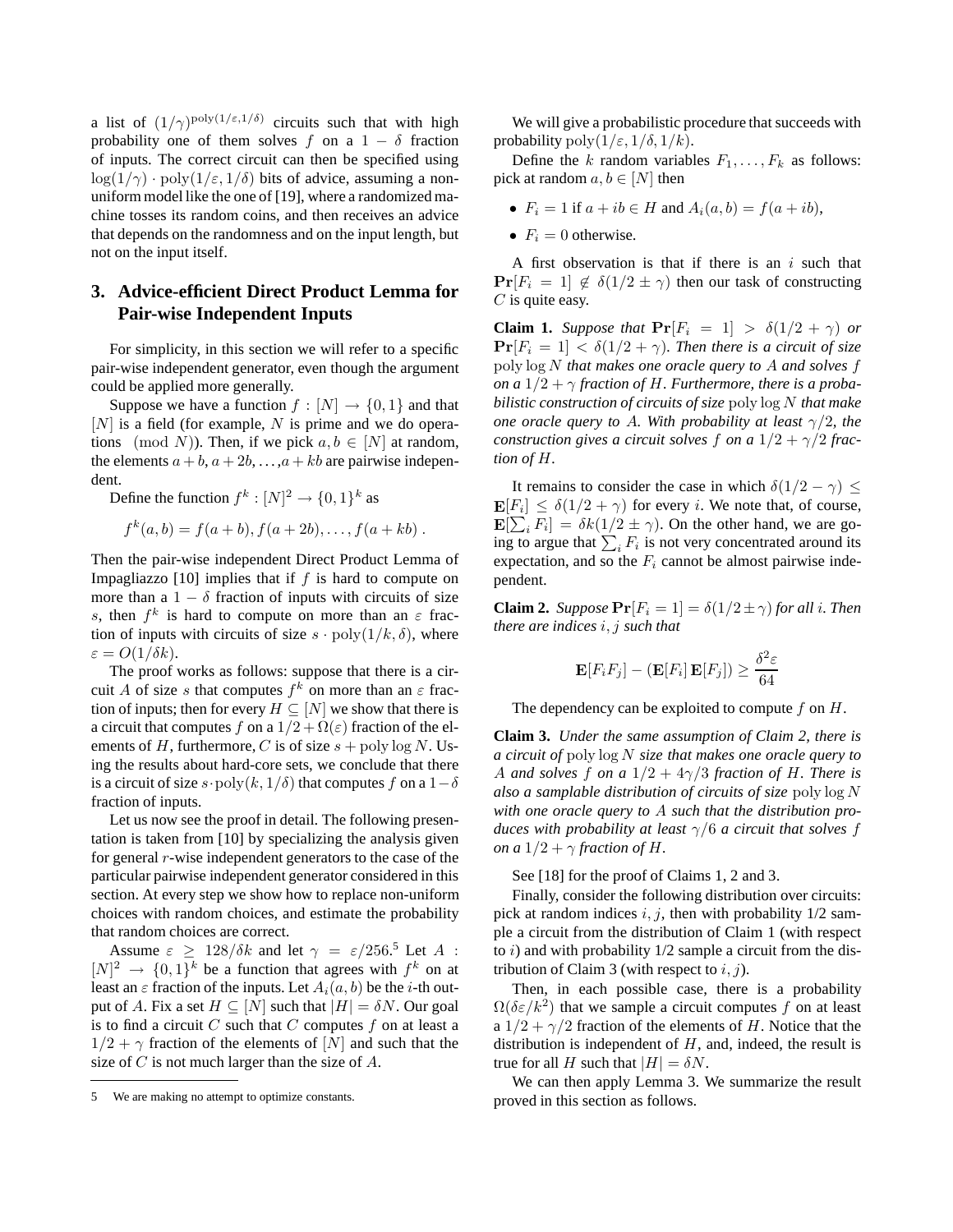a list of $(1/\gamma)^{\mathrm{poly}(1/\varepsilon,1/\delta)}$ circuits such that with high probability one of them solves $f$ on a $1-\delta$ fraction of inputs. The correct circuit can then be specified using $\log(1/\gamma)\cdot\mathrm{poly}(1/\varepsilon,1/\delta)$ bits of advice, assuming a non-uniform model like the one of [19], where a randomized machine tosses its random coins, and then receives an advice that depends on the randomness and on the input length, but not on the input itself.

## 3. Advice-efficient Direct Product Lemma for Pair-wise Independent Inputs

For simplicity, in this section we will refer to a specific pair-wise independent generator, even though the argument could be applied more generally.

Suppose we have a function $f:[N]\to\{0,1\}$ and that $[N]$ is a field (for example, $N$ is prime and we do operations $\pmod N$). Then, if we pick $a,b\in[N]$ at random, the elements $a+b, a+2b,\ldots,a+kb$ are pairwise independent.

Define the function $f^k:[N]^2\to\{0,1\}^k$ as

$$f^k(a,b)=f(a+b),f(a+2b),\ldots,f(a+kb)\ .$$

Then the pair-wise independent Direct Product Lemma of Impagliazzo [10] implies that if $f$ is hard to compute on more than a $1-\delta$ fraction of inputs with circuits of size $s$, then $f^k$ is hard to compute on more than an $\varepsilon$ fraction of inputs with circuits of size $s\cdot\mathrm{poly}(1/k,\delta)$, where $\varepsilon=O(1/\delta k)$.

The proof works as follows: suppose that there is a circuit $A$ of size $s$ that computes $f^k$ on more than an $\varepsilon$ fraction of inputs; then for every $H\subseteq[N]$ we show that there is a circuit that computes $f$ on a $1/2+\Omega(\varepsilon)$ fraction of the elements of $H$, furthermore, $C$ is of size $s+\mathrm{poly}\log N$. Using the results about hard-core sets, we conclude that there is a circuit of size $s\cdot\mathrm{poly}(k,1/\delta)$ that computes $f$ on a $1-\delta$ fraction of inputs.

Let us now see the proof in detail. The following presentation is taken from [10] by specializing the analysis given for general $r$-wise independent generators to the case of the particular pairwise independent generator considered in this section. At every step we show how to replace non-uniform choices with random choices, and estimate the probability that random choices are correct.

Assume $\varepsilon\geq 128/\delta k$ and let $\gamma=\varepsilon/256$.[5] Let $A:[N]^2\to\{0,1\}^k$ be a function that agrees with $f^k$ on at least an $\varepsilon$ fraction of the inputs. Let $A_i(a,b)$ be the $i$-th output of $A$. Fix a set $H\subseteq[N]$ such that $|H|=\delta N$. Our goal is to find a circuit $C$ such that $C$ computes $f$ on at least a $1/2+\gamma$ fraction of the elements of $[N]$ and such that the size of $C$ is not much larger than the size of $A$.

We will give a probabilistic procedure that succeeds with probability $\mathrm{poly}(1/\varepsilon,1/\delta,1/k)$.

Define the $k$ random variables $F_1,\ldots,F_k$ as follows: pick at random $a,b\in[N]$ then

- $F_i=1$ if $a+ib\in H$ and $A_i(a,b)=f(a+ib)$,
- $F_i=0$ otherwise.

A first observation is that if there is an $i$ such that $\mathbf{Pr}[F_i=1]\notin\delta(1/2\pm\gamma)$ then our task of constructing $C$ is quite easy.

**Claim 1.** *Suppose that $\mathbf{Pr}[F_i=1]>\delta(1/2+\gamma)$ or $\mathbf{Pr}[F_i=1]<\delta(1/2+\gamma)$. Then there is a circuit of size $\mathrm{poly}\log N$ that makes one oracle query to $A$ and solves $f$ on a $1/2+\gamma$ fraction of $H$. Furthermore, there is a probabilistic construction of circuits of size $\mathrm{poly}\log N$ that make one oracle query to $A$. With probability at least $\gamma/2$, the construction gives a circuit solves $f$ on a $1/2+\gamma/2$ fraction of $H$.*

It remains to consider the case in which $\delta(1/2-\gamma)\leq\mathbf{E}[F_i]\leq\delta(1/2+\gamma)$ for every $i$. We note that, of course, $\mathbf{E}[\sum_i F_i]=\delta k(1/2\pm\gamma)$. On the other hand, we are going to argue that $\sum_i F_i$ is not very concentrated around its expectation, and so the $F_i$ cannot be almost pairwise independent.

**Claim 2.** *Suppose $\mathbf{Pr}[F_i=1]=\delta(1/2\pm\gamma)$ for all $i$. Then there are indices $i,j$ such that*

$$\mathbf{E}[F_iF_j]-(\mathbf{E}[F_i]\,\mathbf{E}[F_j])\geq\frac{\delta^2\varepsilon}{64}$$

The dependency can be exploited to compute $f$ on $H$.

**Claim 3.** *Under the same assumption of Claim 2, there is a circuit of $\mathrm{poly}\log N$ size that makes one oracle query to $A$ and solves $f$ on a $1/2+4\gamma/3$ fraction of $H$. There is also a samplable distribution of circuits of size $\mathrm{poly}\log N$ with one oracle query to $A$ such that the distribution produces with probability at least $\gamma/6$ a circuit that solves $f$ on a $1/2+\gamma$ fraction of $H$.*

See [18] for the proof of Claims 1, 2 and 3.

Finally, consider the following distribution over circuits: pick at random indices $i,j$, then with probability 1/2 sample a circuit from the distribution of Claim 1 (with respect to $i$) and with probability 1/2 sample a circuit from the distribution of Claim 3 (with respect to $i,j$).

Then, in each possible case, there is a probability $\Omega(\delta\varepsilon/k^2)$ that we sample a circuit computes $f$ on at least a $1/2+\gamma/2$ fraction of the elements of $H$. Notice that the distribution is independent of $H$, and, indeed, the result is true for all $H$ such that $|H|=\delta N$.

We can then apply Lemma 3. We summarize the result proved in this section as follows.

---

5 We are making no attempt to optimize constants.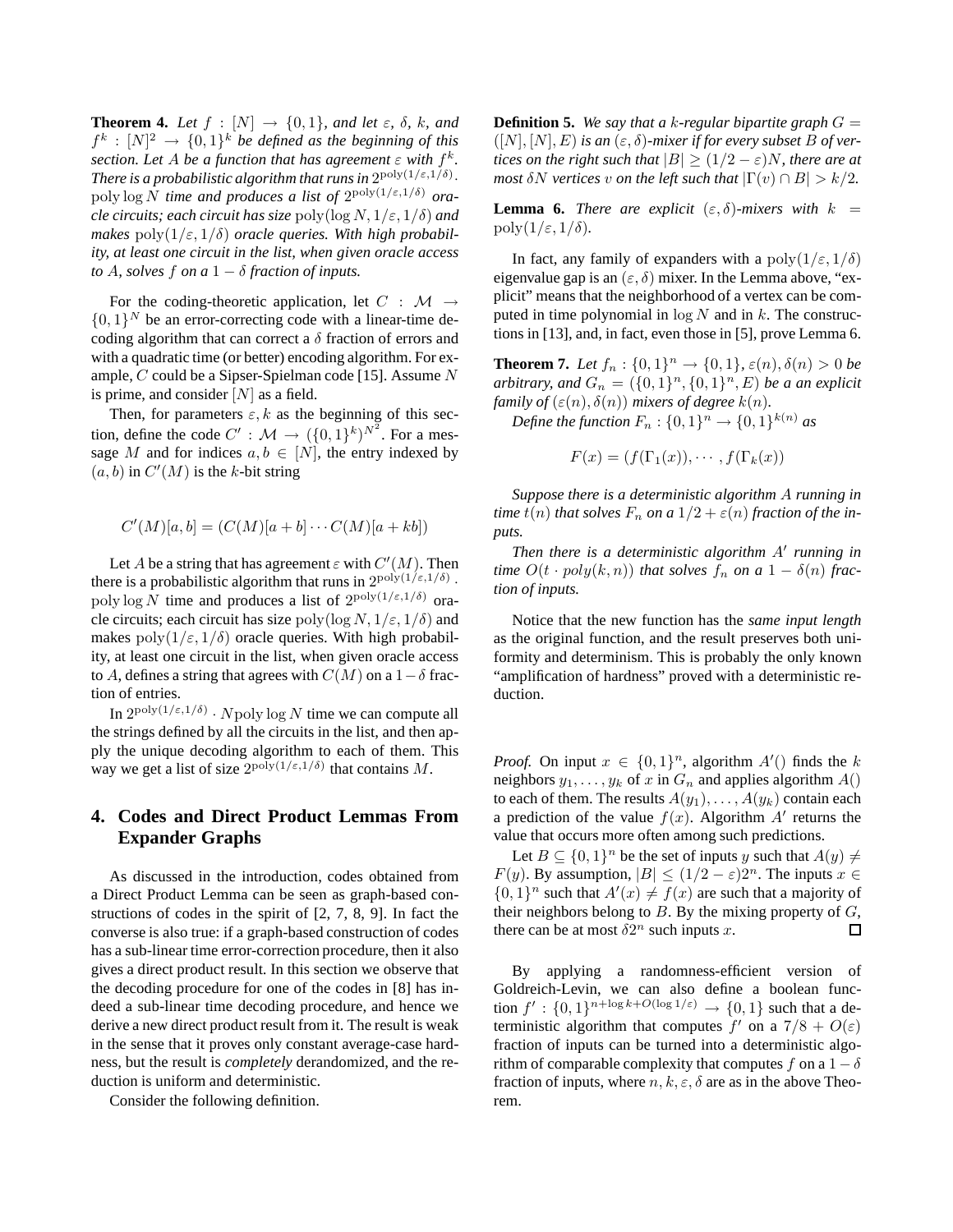**Theorem 4.** *Let $f : [N] \to \{0,1\}$, and let $\varepsilon$, $\delta$, $k$, and $f^k : [N]^2 \to \{0,1\}^k$ be defined as the beginning of this section. Let $A$ be a function that has agreement $\varepsilon$ with $f^k$. There is a probabilistic algorithm that runs in $2^{\mathrm{poly}(1/\varepsilon,1/\delta)} \cdot \mathrm{poly}\log N$ time and produces a list of $2^{\mathrm{poly}(1/\varepsilon,1/\delta)}$ oracle circuits; each circuit has size $\mathrm{poly}(\log N, 1/\varepsilon, 1/\delta)$ and makes $\mathrm{poly}(1/\varepsilon, 1/\delta)$ oracle queries. With high probability, at least one circuit in the list, when given oracle access to $A$, solves $f$ on a $1-\delta$ fraction of inputs.*

For the coding-theoretic application, let $C : \mathcal{M} \to \{0,1\}^N$ be an error-correcting code with a linear-time decoding algorithm that can correct a $\delta$ fraction of errors and with a quadratic time (or better) encoding algorithm. For example, $C$ could be a Sipser-Spielman code [15]. Assume $N$ is prime, and consider $[N]$ as a field.

Then, for parameters $\varepsilon, k$ as the beginning of this section, define the code $C' : \mathcal{M} \to (\{0,1\}^k)^{N^2}$. For a message $M$ and for indices $a, b \in [N]$, the entry indexed by $(a,b)$ in $C'(M)$ is the $k$-bit string

$$C'(M)[a,b] = (C(M)[a+b] \cdots C(M)[a+kb])$$

Let $A$ be a string that has agreement $\varepsilon$ with $C'(M)$. Then there is a probabilistic algorithm that runs in $2^{\mathrm{poly}(1/\varepsilon,1/\delta)} \cdot \mathrm{poly}\log N$ time and produces a list of $2^{\mathrm{poly}(1/\varepsilon,1/\delta)}$ oracle circuits; each circuit has size $\mathrm{poly}(\log N, 1/\varepsilon, 1/\delta)$ and makes $\mathrm{poly}(1/\varepsilon, 1/\delta)$ oracle queries. With high probability, at least one circuit in the list, when given oracle access to $A$, defines a string that agrees with $C(M)$ on a $1-\delta$ fraction of entries.

In $2^{\mathrm{poly}(1/\varepsilon,1/\delta)} \cdot N \mathrm{poly}\log N$ time we can compute all the strings defined by all the circuits in the list, and then apply the unique decoding algorithm to each of them. This way we get a list of size $2^{\mathrm{poly}(1/\varepsilon,1/\delta)}$ that contains $M$.

## 4. Codes and Direct Product Lemmas From Expander Graphs

As discussed in the introduction, codes obtained from a Direct Product Lemma can be seen as graph-based constructions of codes in the spirit of [2, 7, 8, 9]. In fact the converse is also true: if a graph-based construction of codes has a sub-linear time error-correction procedure, then it also gives a direct product result. In this section we observe that the decoding procedure for one of the codes in [8] has indeed a sub-linear time decoding procedure, and hence we derive a new direct product result from it. The result is weak in the sense that it proves only constant average-case hardness, but the result is *completely* derandomized, and the reduction is uniform and deterministic.

Consider the following definition.

**Definition 5.** *We say that a $k$-regular bipartite graph $G = ([N],[N],E)$ is an $(\varepsilon,\delta)$-mixer if for every subset $B$ of vertices on the right such that $|B| \geq (1/2-\varepsilon)N$, there are at most $\delta N$ vertices $v$ on the left such that $|\Gamma(v) \cap B| > k/2$.*

**Lemma 6.** *There are explicit $(\varepsilon,\delta)$-mixers with $k = \mathrm{poly}(1/\varepsilon, 1/\delta)$.*

In fact, any family of expanders with a $\mathrm{poly}(1/\varepsilon, 1/\delta)$ eigenvalue gap is an $(\varepsilon,\delta)$ mixer. In the Lemma above, "explicit" means that the neighborhood of a vertex can be computed in time polynomial in $\log N$ and in $k$. The constructions in [13], and, in fact, even those in [5], prove Lemma 6.

**Theorem 7.** *Let $f_n : \{0,1\}^n \to \{0,1\}$, $\varepsilon(n), \delta(n) > 0$ be arbitrary, and $G_n = (\{0,1\}^n, \{0,1\}^n, E)$ be a an explicit family of $(\varepsilon(n), \delta(n))$ mixers of degree $k(n)$.*

*Define the function $F_n : \{0,1\}^n \to \{0,1\}^{k(n)}$ as*

$$F(x) = (f(\Gamma_1(x)), \cdots, f(\Gamma_k(x))$$

*Suppose there is a deterministic algorithm $A$ running in time $t(n)$ that solves $F_n$ on a $1/2 + \varepsilon(n)$ fraction of the inputs.*

*Then there is a deterministic algorithm $A'$ running in time $O(t \cdot poly(k,n))$ that solves $f_n$ on a $1-\delta(n)$ fraction of inputs.*

Notice that the new function has the *same input length* as the original function, and the result preserves both uniformity and determinism. This is probably the only known "amplification of hardness" proved with a deterministic reduction.

*Proof.* On input $x \in \{0,1\}^n$, algorithm $A'()$ finds the $k$ neighbors $y_1, \ldots, y_k$ of $x$ in $G_n$ and applies algorithm $A()$ to each of them. The results $A(y_1), \ldots, A(y_k)$ contain each a prediction of the value $f(x)$. Algorithm $A'$ returns the value that occurs more often among such predictions.

Let $B \subseteq \{0,1\}^n$ be the set of inputs $y$ such that $A(y) \neq F(y)$. By assumption, $|B| \leq (1/2-\varepsilon)2^n$. The inputs $x \in \{0,1\}^n$ such that $A'(x) \neq f(x)$ are such that a majority of their neighbors belong to $B$. By the mixing property of $G$, there can be at most $\delta 2^n$ such inputs $x$. □

By applying a randomness-efficient version of Goldreich-Levin, we can also define a boolean function $f' : \{0,1\}^{n+\log k + O(\log 1/\varepsilon)} \to \{0,1\}$ such that a deterministic algorithm that computes $f'$ on a $7/8 + O(\varepsilon)$ fraction of inputs can be turned into a deterministic algorithm of comparable complexity that computes $f$ on a $1-\delta$ fraction of inputs, where $n, k, \varepsilon, \delta$ are as in the above Theorem.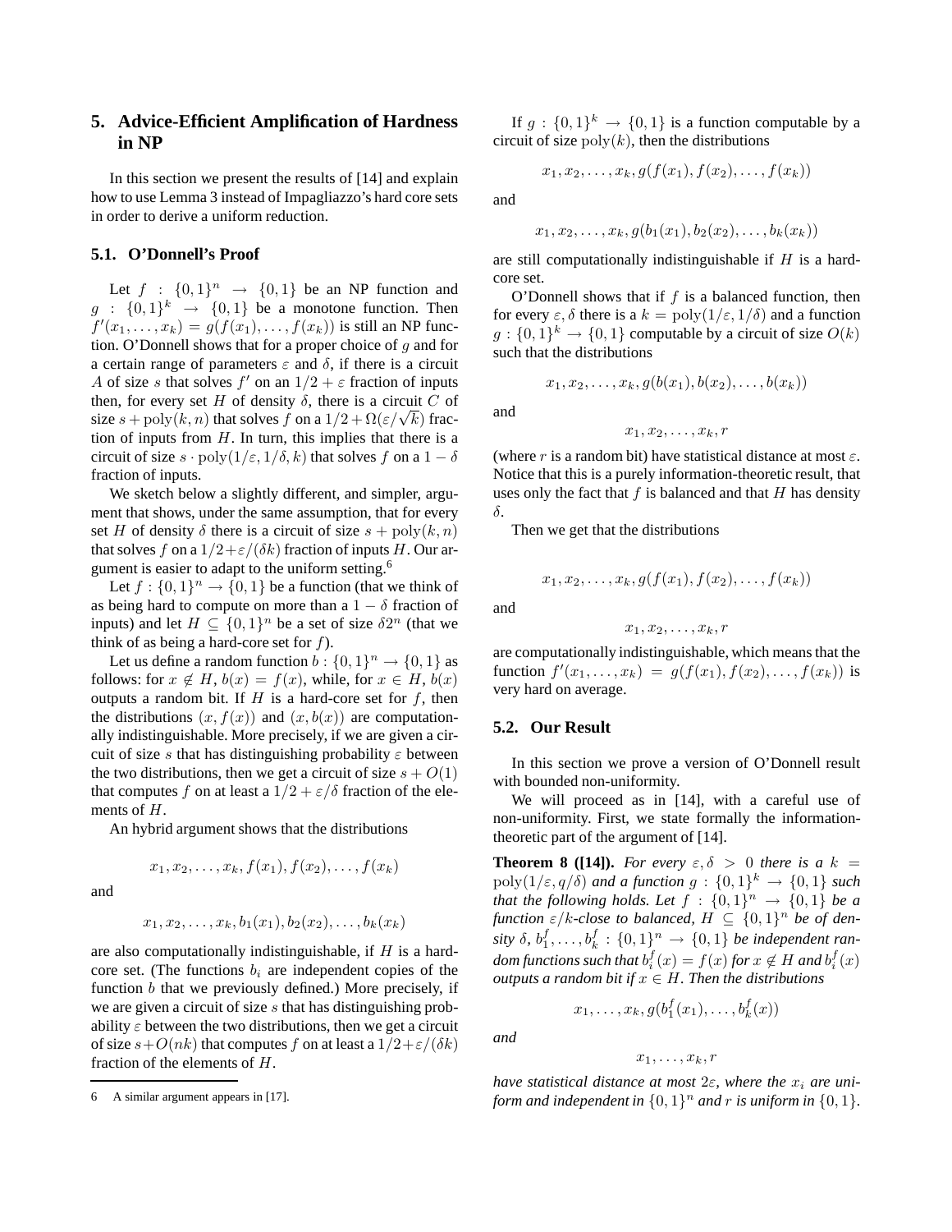## 5. Advice-Efficient Amplification of Hardness in NP

In this section we present the results of [14] and explain how to use Lemma 3 instead of Impagliazzo's hard core sets in order to derive a uniform reduction.

### 5.1. O'Donnell's Proof

Let $f : \{0,1\}^n \to \{0,1\}$ be an NP function and $g : \{0,1\}^k \to \{0,1\}$ be a monotone function. Then $f'(x_1,\ldots,x_k) = g(f(x_1),\ldots,f(x_k))$ is still an NP function. O'Donnell shows that for a proper choice of $g$ and for a certain range of parameters $\varepsilon$ and $\delta$, if there is a circuit $A$ of size $s$ that solves $f'$ on an $1/2+\varepsilon$ fraction of inputs then, for every set $H$ of density $\delta$, there is a circuit $C$ of size $s + \mathrm{poly}(k,n)$ that solves $f$ on a $1/2 + \Omega(\varepsilon/\sqrt{k})$ fraction of inputs from $H$. In turn, this implies that there is a circuit of size $s \cdot \mathrm{poly}(1/\varepsilon, 1/\delta, k)$ that solves $f$ on a $1-\delta$ fraction of inputs.

We sketch below a slightly different, and simpler, argument that shows, under the same assumption, that for every set $H$ of density $\delta$ there is a circuit of size $s + \mathrm{poly}(k,n)$ that solves $f$ on a $1/2+\varepsilon/(\delta k)$ fraction of inputs $H$. Our argument is easier to adapt to the uniform setting.[6]

Let $f : \{0,1\}^n \to \{0,1\}$ be a function (that we think of as being hard to compute on more than a $1-\delta$ fraction of inputs) and let $H \subseteq \{0,1\}^n$ be a set of size $\delta 2^n$ (that we think of as being a hard-core set for $f$).

Let us define a random function $b : \{0,1\}^n \to \{0,1\}$ as follows: for $x \notin H$, $b(x) = f(x)$, while, for $x \in H$, $b(x)$ outputs a random bit. If $H$ is a hard-core set for $f$, then the distributions $(x, f(x))$ and $(x, b(x))$ are computationally indistinguishable. More precisely, if we are given a circuit of size $s$ that has distinguishing probability $\varepsilon$ between the two distributions, then we get a circuit of size $s + O(1)$ that computes $f$ on at least a $1/2 + \varepsilon/\delta$ fraction of the elements of $H$.

An hybrid argument shows that the distributions

$$x_1, x_2, \ldots, x_k, f(x_1), f(x_2), \ldots, f(x_k)$$

and

$$x_1, x_2, \ldots, x_k, b_1(x_1), b_2(x_2), \ldots, b_k(x_k)$$

are also computationally indistinguishable, if $H$ is a hard-core set. (The functions $b_i$ are independent copies of the function $b$ that we previously defined.) More precisely, if we are given a circuit of size $s$ that has distinguishing probability $\varepsilon$ between the two distributions, then we get a circuit of size $s+O(nk)$ that computes $f$ on at least a $1/2+\varepsilon/(\delta k)$ fraction of the elements of $H$.

If $g : \{0,1\}^k \to \{0,1\}$ is a function computable by a circuit of size $\mathrm{poly}(k)$, then the distributions

$$x_1, x_2, \ldots, x_k, g(f(x_1), f(x_2), \ldots, f(x_k))$$

and

$$x_1, x_2, \ldots, x_k, g(b_1(x_1), b_2(x_2), \ldots, b_k(x_k))$$

are still computationally indistinguishable if $H$ is a hard-core set.

O'Donnell shows that if $f$ is a balanced function, then for every $\varepsilon, \delta$ there is a $k = \mathrm{poly}(1/\varepsilon, 1/\delta)$ and a function $g : \{0,1\}^k \to \{0,1\}$ computable by a circuit of size $O(k)$ such that the distributions

$$x_1, x_2, \ldots, x_k, g(b(x_1), b(x_2), \ldots, b(x_k))$$

and

$$x_1, x_2, \ldots, x_k, r$$

(where $r$ is a random bit) have statistical distance at most $\varepsilon$. Notice that this is a purely information-theoretic result, that uses only the fact that $f$ is balanced and that $H$ has density $\delta$.

Then we get that the distributions

$$x_1, x_2, \ldots, x_k, g(f(x_1), f(x_2), \ldots, f(x_k))$$

and

$$x_1, x_2, \ldots, x_k, r$$

are computationally indistinguishable, which means that the function $f'(x_1,\ldots,x_k) = g(f(x_1), f(x_2),\ldots,f(x_k))$ is very hard on average.

### 5.2. Our Result

In this section we prove a version of O'Donnell result with bounded non-uniformity.

We will proceed as in [14], with a careful use of non-uniformity. First, we state formally the information-theoretic part of the argument of [14].

**Theorem 8 ([14]).** *For every $\varepsilon, \delta > 0$ there is a $k = \mathrm{poly}(1/\varepsilon, q/\delta)$ and a function $g : \{0,1\}^k \to \{0,1\}$ such that the following holds. Let $f : \{0,1\}^n \to \{0,1\}$ be a function $\varepsilon/k$-close to balanced, $H \subseteq \{0,1\}^n$ be of density $\delta$, $b_1^f, \ldots, b_k^f : \{0,1\}^n \to \{0,1\}$ be independent random functions such that $b_i^f(x) = f(x)$ for $x \notin H$ and $b_i^f(x)$ outputs a random bit if $x \in H$. Then the distributions*

$$x_1, \ldots, x_k, g(b_1^f(x_1), \ldots, b_k^f(x))$$

*and*

$$x_1, \ldots, x_k, r$$

*have statistical distance at most $2\varepsilon$, where the $x_i$ are uniform and independent in $\{0,1\}^n$ and $r$ is uniform in $\{0,1\}$.*

[6] A similar argument appears in [17].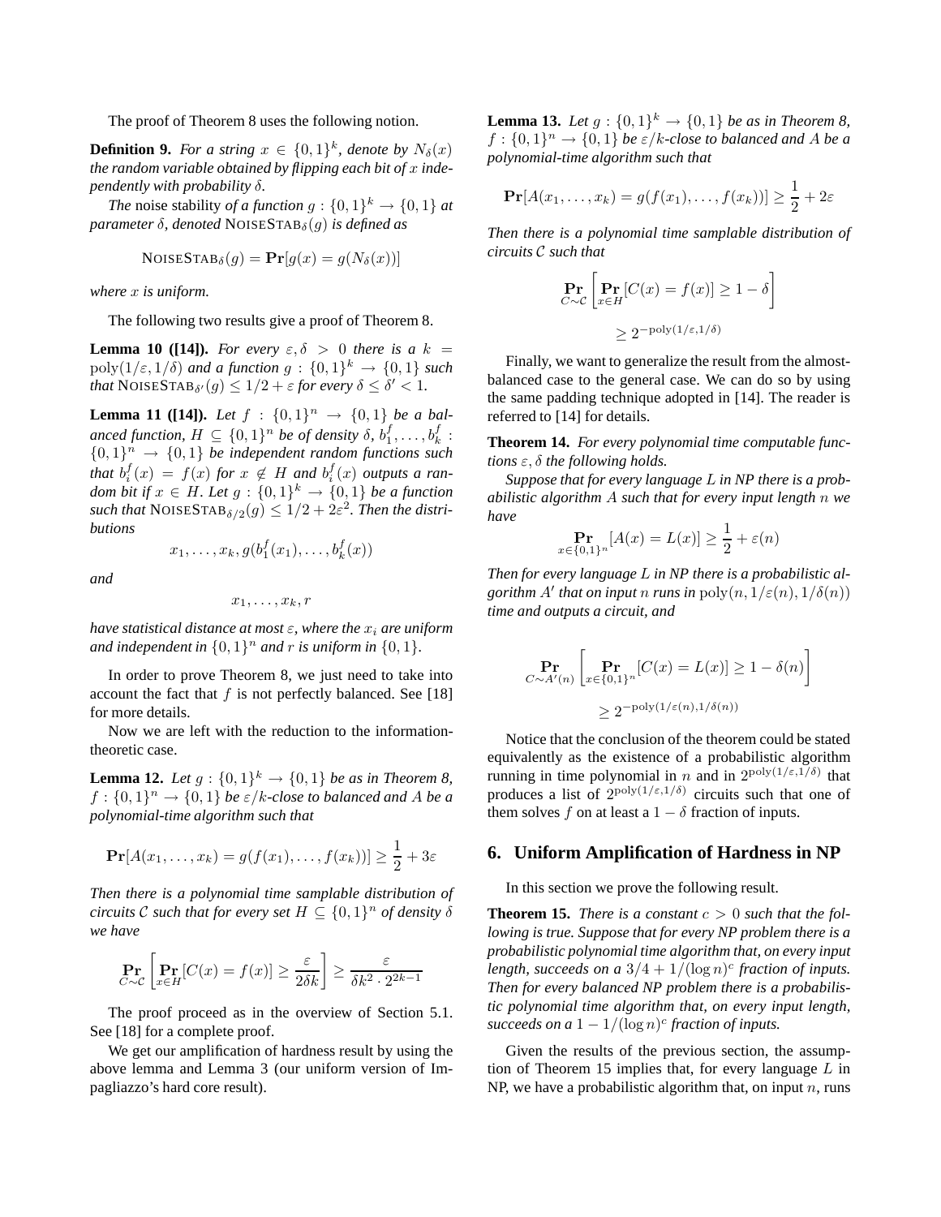The proof of Theorem 8 uses the following notion.

**Definition 9.** *For a string $x \in \{0,1\}^k$, denote by $N_\delta(x)$ the random variable obtained by flipping each bit of $x$ independently with probability $\delta$.*

*The* noise stability *of a function $g : \{0,1\}^k \to \{0,1\}$ at parameter $\delta$, denoted $\text{NOISESTAB}_\delta(g)$ is defined as*

$$\text{NOISESTAB}_\delta(g) = \mathbf{Pr}[g(x) = g(N_\delta(x))]$$

*where $x$ is uniform.*

The following two results give a proof of Theorem 8.

**Lemma 10 ([14]).** *For every $\varepsilon, \delta > 0$ there is a $k = \text{poly}(1/\varepsilon, 1/\delta)$ and a function $g : \{0,1\}^k \to \{0,1\}$ such that $\text{NOISESTAB}_{\delta'}(g) \le 1/2 + \varepsilon$ for every $\delta \le \delta' < 1$.*

**Lemma 11 ([14]).** *Let $f : \{0,1\}^n \to \{0,1\}$ be a balanced function, $H \subseteq \{0,1\}^n$ be of density $\delta$, $b_1^f, \ldots, b_k^f : \{0,1\}^n \to \{0,1\}$ be independent random functions such that $b_i^f(x) = f(x)$ for $x \notin H$ and $b_i^f(x)$ outputs a random bit if $x \in H$. Let $g : \{0,1\}^k \to \{0,1\}$ be a function such that $\text{NOISESTAB}_{\delta/2}(g) \le 1/2 + 2\varepsilon^2$. Then the distributions*

$$x_1, \ldots, x_k, g(b_1^f(x_1), \ldots, b_k^f(x))$$

*and*

$$x_1, \ldots, x_k, r$$

*have statistical distance at most $\varepsilon$, where the $x_i$ are uniform and independent in $\{0,1\}^n$ and $r$ is uniform in $\{0,1\}$.*

In order to prove Theorem 8, we just need to take into account the fact that $f$ is not perfectly balanced. See [18] for more details.

Now we are left with the reduction to the information-theoretic case.

**Lemma 12.** *Let $g : \{0,1\}^k \to \{0,1\}$ be as in Theorem 8, $f : \{0,1\}^n \to \{0,1\}$ be $\varepsilon/k$-close to balanced and $A$ be a polynomial-time algorithm such that*

$$\mathbf{Pr}[A(x_1, \ldots, x_k) = g(f(x_1), \ldots, f(x_k))] \ge \frac{1}{2} + 3\varepsilon$$

*Then there is a polynomial time samplable distribution of circuits $\mathcal{C}$ such that for every set $H \subseteq \{0,1\}^n$ of density $\delta$ we have*

$$\mathop{\mathbf{Pr}}_{C \sim \mathcal{C}}\left[\mathop{\mathbf{Pr}}_{x \in H}[C(x) = f(x)] \ge \frac{\varepsilon}{2\delta k}\right] \ge \frac{\varepsilon}{\delta k^2 \cdot 2^{2k-1}}$$

The proof proceed as in the overview of Section 5.1. See [18] for a complete proof.

We get our amplification of hardness result by using the above lemma and Lemma 3 (our uniform version of Impagliazzo's hard core result).

**Lemma 13.** *Let $g : \{0,1\}^k \to \{0,1\}$ be as in Theorem 8, $f : \{0,1\}^n \to \{0,1\}$ be $\varepsilon/k$-close to balanced and $A$ be a polynomial-time algorithm such that*

$$\mathbf{Pr}[A(x_1, \ldots, x_k) = g(f(x_1), \ldots, f(x_k))] \ge \frac{1}{2} + 2\varepsilon$$

*Then there is a polynomial time samplable distribution of circuits $\mathcal{C}$ such that*

$$\mathop{\mathbf{Pr}}_{C \sim \mathcal{C}}\left[\mathop{\mathbf{Pr}}_{x \in H}[C(x) = f(x)] \ge 1 - \delta\right] \ge 2^{-\text{poly}(1/\varepsilon, 1/\delta)}$$

Finally, we want to generalize the result from the almost-balanced case to the general case. We can do so by using the same padding technique adopted in [14]. The reader is referred to [14] for details.

**Theorem 14.** *For every polynomial time computable functions $\varepsilon, \delta$ the following holds.*

*Suppose that for every language $L$ in NP there is a probabilistic algorithm $A$ such that for every input length $n$ we have*

$$\mathop{\mathbf{Pr}}_{x \in \{0,1\}^n}[A(x) = L(x)] \ge \frac{1}{2} + \varepsilon(n)$$

*Then for every language $L$ in NP there is a probabilistic algorithm $A'$ that on input $n$ runs in $\text{poly}(n, 1/\varepsilon(n), 1/\delta(n))$ time and outputs a circuit, and*

$$\mathop{\mathbf{Pr}}_{C \sim A'(n)}\left[\mathop{\mathbf{Pr}}_{x \in \{0,1\}^n}[C(x) = L(x)] \ge 1 - \delta(n)\right] \ge 2^{-\text{poly}(1/\varepsilon(n), 1/\delta(n))}$$

Notice that the conclusion of the theorem could be stated equivalently as the existence of a probabilistic algorithm running in time polynomial in $n$ and in $2^{\text{poly}(1/\varepsilon, 1/\delta)}$ that produces a list of $2^{\text{poly}(1/\varepsilon, 1/\delta)}$ circuits such that one of them solves $f$ on at least a $1 - \delta$ fraction of inputs.

## 6. Uniform Amplification of Hardness in NP

In this section we prove the following result.

**Theorem 15.** *There is a constant $c > 0$ such that the following is true. Suppose that for every NP problem there is a probabilistic polynomial time algorithm that, on every input length, succeeds on a $3/4 + 1/(\log n)^c$ fraction of inputs. Then for every balanced NP problem there is a probabilistic polynomial time algorithm that, on every input length, succeeds on a $1 - 1/(\log n)^c$ fraction of inputs.*

Given the results of the previous section, the assumption of Theorem 15 implies that, for every language $L$ in NP, we have a probabilistic algorithm that, on input $n$, runs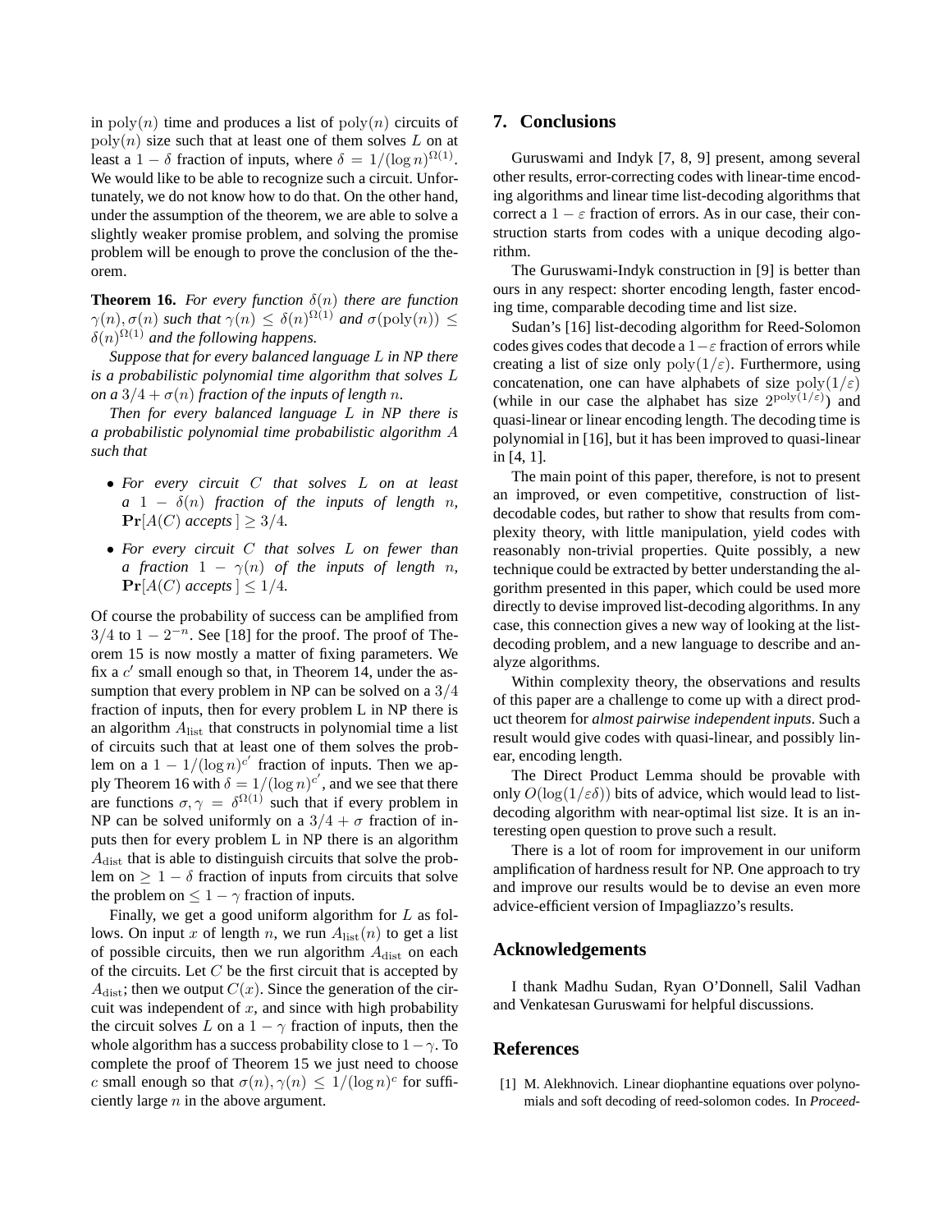in $\mathrm{poly}(n)$ time and produces a list of $\mathrm{poly}(n)$ circuits of $\mathrm{poly}(n)$ size such that at least one of them solves $L$ on at least a $1 - \delta$ fraction of inputs, where $\delta = 1/(\log n)^{\Omega(1)}$. We would like to be able to recognize such a circuit. Unfortunately, we do not know how to do that. On the other hand, under the assumption of the theorem, we are able to solve a slightly weaker promise problem, and solving the promise problem will be enough to prove the conclusion of the theorem.

**Theorem 16.** *For every function $\delta(n)$ there are function $\gamma(n), \sigma(n)$ such that $\gamma(n) \leq \delta(n)^{\Omega(1)}$ and $\sigma(\mathrm{poly}(n)) \leq \delta(n)^{\Omega(1)}$ and the following happens.*

*Suppose that for every balanced language $L$ in NP there is a probabilistic polynomial time algorithm that solves $L$ on a $3/4 + \sigma(n)$ fraction of the inputs of length $n$.*

*Then for every balanced language $L$ in NP there is a probabilistic polynomial time probabilistic algorithm $A$ such that*

- *For every circuit $C$ that solves $L$ on at least a $1 - \delta(n)$ fraction of the inputs of length $n$, $\mathbf{Pr}[A(C)$ accepts $] \geq 3/4$.*
- *For every circuit $C$ that solves $L$ on fewer than a fraction $1 - \gamma(n)$ of the inputs of length $n$, $\mathbf{Pr}[A(C)$ accepts $] \leq 1/4$.*

Of course the probability of success can be amplified from $3/4$ to $1 - 2^{-n}$. See [18] for the proof. The proof of Theorem 15 is now mostly a matter of fixing parameters. We fix a $c'$ small enough so that, in Theorem 14, under the assumption that every problem in NP can be solved on a $3/4$ fraction of inputs, then for every problem L in NP there is an algorithm $A_{\mathrm{list}}$ that constructs in polynomial time a list of circuits such that at least one of them solves the problem on a $1 - 1/(\log n)^{c'}$ fraction of inputs. Then we apply Theorem 16 with $\delta = 1/(\log n)^{c'}$, and we see that there are functions $\sigma, \gamma = \delta^{\Omega(1)}$ such that if every problem in NP can be solved uniformly on a $3/4 + \sigma$ fraction of inputs then for every problem L in NP there is an algorithm $A_{\mathrm{dist}}$ that is able to distinguish circuits that solve the problem on $\geq 1 - \delta$ fraction of inputs from circuits that solve the problem on $\leq 1 - \gamma$ fraction of inputs.

Finally, we get a good uniform algorithm for $L$ as follows. On input $x$ of length $n$, we run $A_{\mathrm{list}}(n)$ to get a list of possible circuits, then we run algorithm $A_{\mathrm{dist}}$ on each of the circuits. Let $C$ be the first circuit that is accepted by $A_{\mathrm{dist}}$; then we output $C(x)$. Since the generation of the circuit was independent of $x$, and since with high probability the circuit solves $L$ on a $1 - \gamma$ fraction of inputs, then the whole algorithm has a success probability close to $1 - \gamma$. To complete the proof of Theorem 15 we just need to choose $c$ small enough so that $\sigma(n), \gamma(n) \leq 1/(\log n)^c$ for sufficiently large $n$ in the above argument.

## 7. Conclusions

Guruswami and Indyk [7, 8, 9] present, among several other results, error-correcting codes with linear-time encoding algorithms and linear time list-decoding algorithms that correct a $1 - \varepsilon$ fraction of errors. As in our case, their construction starts from codes with a unique decoding algorithm.

The Guruswami-Indyk construction in [9] is better than ours in any respect: shorter encoding length, faster encoding time, comparable decoding time and list size.

Sudan's [16] list-decoding algorithm for Reed-Solomon codes gives codes that decode a $1-\varepsilon$ fraction of errors while creating a list of size only $\mathrm{poly}(1/\varepsilon)$. Furthermore, using concatenation, one can have alphabets of size $\mathrm{poly}(1/\varepsilon)$ (while in our case the alphabet has size $2^{\mathrm{poly}(1/\varepsilon)}$) and quasi-linear or linear encoding length. The decoding time is polynomial in [16], but it has been improved to quasi-linear in [4, 1].

The main point of this paper, therefore, is not to present an improved, or even competitive, construction of list-decodable codes, but rather to show that results from complexity theory, with little manipulation, yield codes with reasonably non-trivial properties. Quite possibly, a new technique could be extracted by better understanding the algorithm presented in this paper, which could be used more directly to devise improved list-decoding algorithms. In any case, this connection gives a new way of looking at the list-decoding problem, and a new language to describe and analyze algorithms.

Within complexity theory, the observations and results of this paper are a challenge to come up with a direct product theorem for *almost pairwise independent inputs*. Such a result would give codes with quasi-linear, and possibly linear, encoding length.

The Direct Product Lemma should be provable with only $O(\log(1/\varepsilon\delta))$ bits of advice, which would lead to list-decoding algorithm with near-optimal list size. It is an interesting open question to prove such a result.

There is a lot of room for improvement in our uniform amplification of hardness result for NP. One approach to try and improve our results would be to devise an even more advice-efficient version of Impagliazzo's results.

## Acknowledgements

I thank Madhu Sudan, Ryan O'Donnell, Salil Vadhan and Venkatesan Guruswami for helpful discussions.

## References

[1] M. Alekhnovich. Linear diophantine equations over polynomials and soft decoding of reed-solomon codes. In *Proceed-*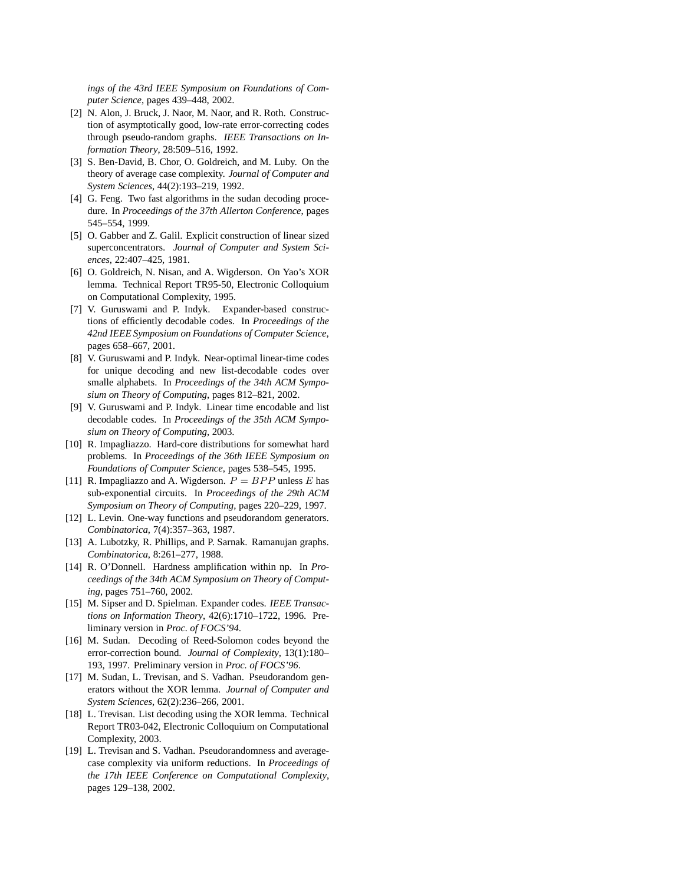*ings of the 43rd IEEE Symposium on Foundations of Computer Science*, pages 439–448, 2002.

[2] N. Alon, J. Bruck, J. Naor, M. Naor, and R. Roth. Construction of asymptotically good, low-rate error-correcting codes through pseudo-random graphs. *IEEE Transactions on Information Theory*, 28:509–516, 1992.

[3] S. Ben-David, B. Chor, O. Goldreich, and M. Luby. On the theory of average case complexity. *Journal of Computer and System Sciences*, 44(2):193–219, 1992.

[4] G. Feng. Two fast algorithms in the sudan decoding procedure. In *Proceedings of the 37th Allerton Conference*, pages 545–554, 1999.

[5] O. Gabber and Z. Galil. Explicit construction of linear sized superconcentrators. *Journal of Computer and System Sciences*, 22:407–425, 1981.

[6] O. Goldreich, N. Nisan, and A. Wigderson. On Yao's XOR lemma. Technical Report TR95-50, Electronic Colloquium on Computational Complexity, 1995.

[7] V. Guruswami and P. Indyk. Expander-based constructions of efficiently decodable codes. In *Proceedings of the 42nd IEEE Symposium on Foundations of Computer Science*, pages 658–667, 2001.

[8] V. Guruswami and P. Indyk. Near-optimal linear-time codes for unique decoding and new list-decodable codes over smalle alphabets. In *Proceedings of the 34th ACM Symposium on Theory of Computing*, pages 812–821, 2002.

[9] V. Guruswami and P. Indyk. Linear time encodable and list decodable codes. In *Proceedings of the 35th ACM Symposium on Theory of Computing*, 2003.

[10] R. Impagliazzo. Hard-core distributions for somewhat hard problems. In *Proceedings of the 36th IEEE Symposium on Foundations of Computer Science*, pages 538–545, 1995.

[11] R. Impagliazzo and A. Wigderson. $P = BPP$ unless $E$ has sub-exponential circuits. In *Proceedings of the 29th ACM Symposium on Theory of Computing*, pages 220–229, 1997.

[12] L. Levin. One-way functions and pseudorandom generators. *Combinatorica*, 7(4):357–363, 1987.

[13] A. Lubotzky, R. Phillips, and P. Sarnak. Ramanujan graphs. *Combinatorica*, 8:261–277, 1988.

[14] R. O'Donnell. Hardness amplification within np. In *Proceedings of the 34th ACM Symposium on Theory of Computing*, pages 751–760, 2002.

[15] M. Sipser and D. Spielman. Expander codes. *IEEE Transactions on Information Theory*, 42(6):1710–1722, 1996. Preliminary version in *Proc. of FOCS'94*.

[16] M. Sudan. Decoding of Reed-Solomon codes beyond the error-correction bound. *Journal of Complexity*, 13(1):180–193, 1997. Preliminary version in *Proc. of FOCS'96*.

[17] M. Sudan, L. Trevisan, and S. Vadhan. Pseudorandom generators without the XOR lemma. *Journal of Computer and System Sciences*, 62(2):236–266, 2001.

[18] L. Trevisan. List decoding using the XOR lemma. Technical Report TR03-042, Electronic Colloquium on Computational Complexity, 2003.

[19] L. Trevisan and S. Vadhan. Pseudorandomness and average-case complexity via uniform reductions. In *Proceedings of the 17th IEEE Conference on Computational Complexity*, pages 129–138, 2002.